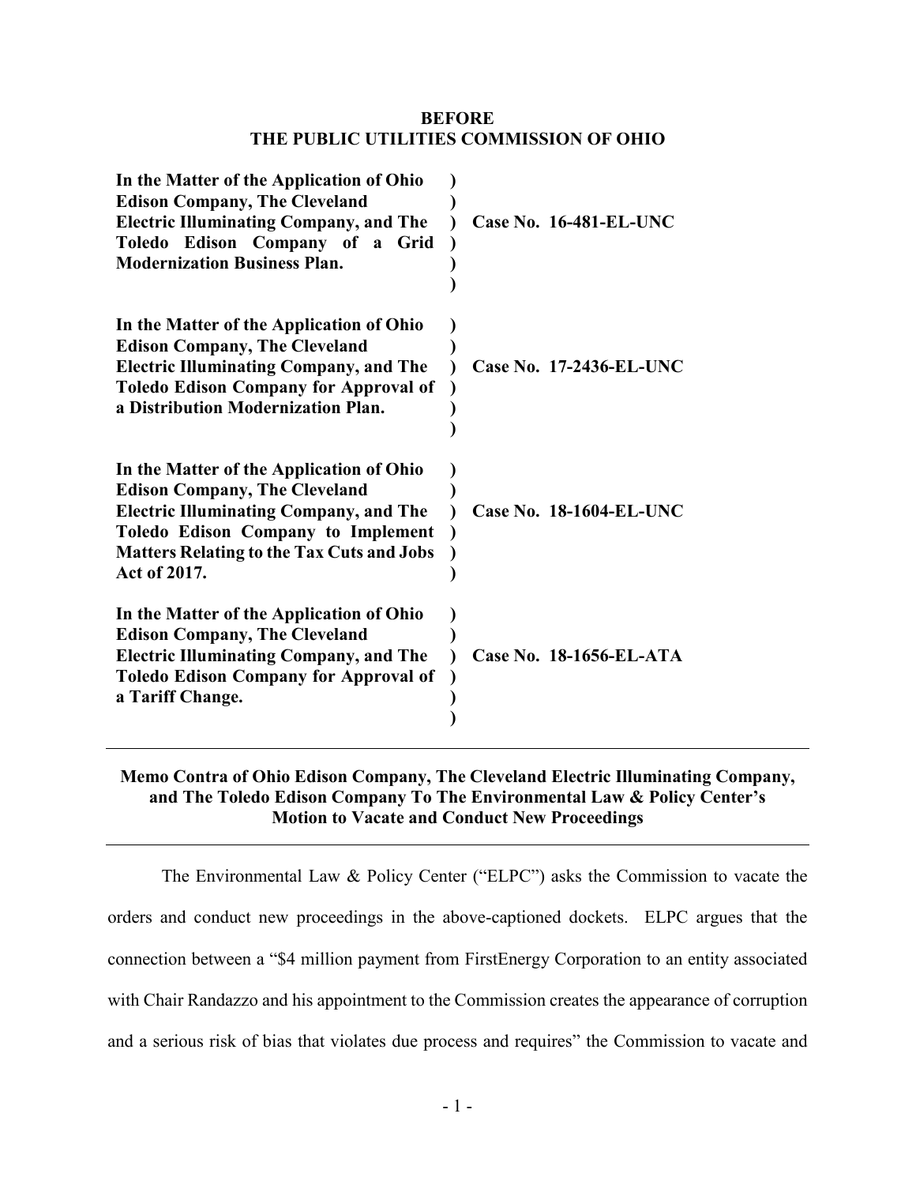**BEFORE**
**THE PUBLIC UTILITIES COMMISSION OF OHIO**

| | | |
|---|---|---|
| **In the Matter of the Application of Ohio Edison Company, The Cleveland Electric Illuminating Company, and The Toledo Edison Company of a Grid Modernization Business Plan.** | **)** | **Case No. 16-481-EL-UNC** |
| **In the Matter of the Application of Ohio Edison Company, The Cleveland Electric Illuminating Company, and The Toledo Edison Company for Approval of a Distribution Modernization Plan.** | **)** | **Case No. 17-2436-EL-UNC** |
| **In the Matter of the Application of Ohio Edison Company, The Cleveland Electric Illuminating Company, and The Toledo Edison Company to Implement Matters Relating to the Tax Cuts and Jobs Act of 2017.** | **)** | **Case No. 18-1604-EL-UNC** |
| **In the Matter of the Application of Ohio Edison Company, The Cleveland Electric Illuminating Company, and The Toledo Edison Company for Approval of a Tariff Change.** | **)** | **Case No. 18-1656-EL-ATA** |

---

**Memo Contra of Ohio Edison Company, The Cleveland Electric Illuminating Company, and The Toledo Edison Company To The Environmental Law & Policy Center's Motion to Vacate and Conduct New Proceedings**

---

The Environmental Law & Policy Center ("ELPC") asks the Commission to vacate the orders and conduct new proceedings in the above-captioned dockets. ELPC argues that the connection between a "$4 million payment from FirstEnergy Corporation to an entity associated with Chair Randazzo and his appointment to the Commission creates the appearance of corruption and a serious risk of bias that violates due process and requires" the Commission to vacate and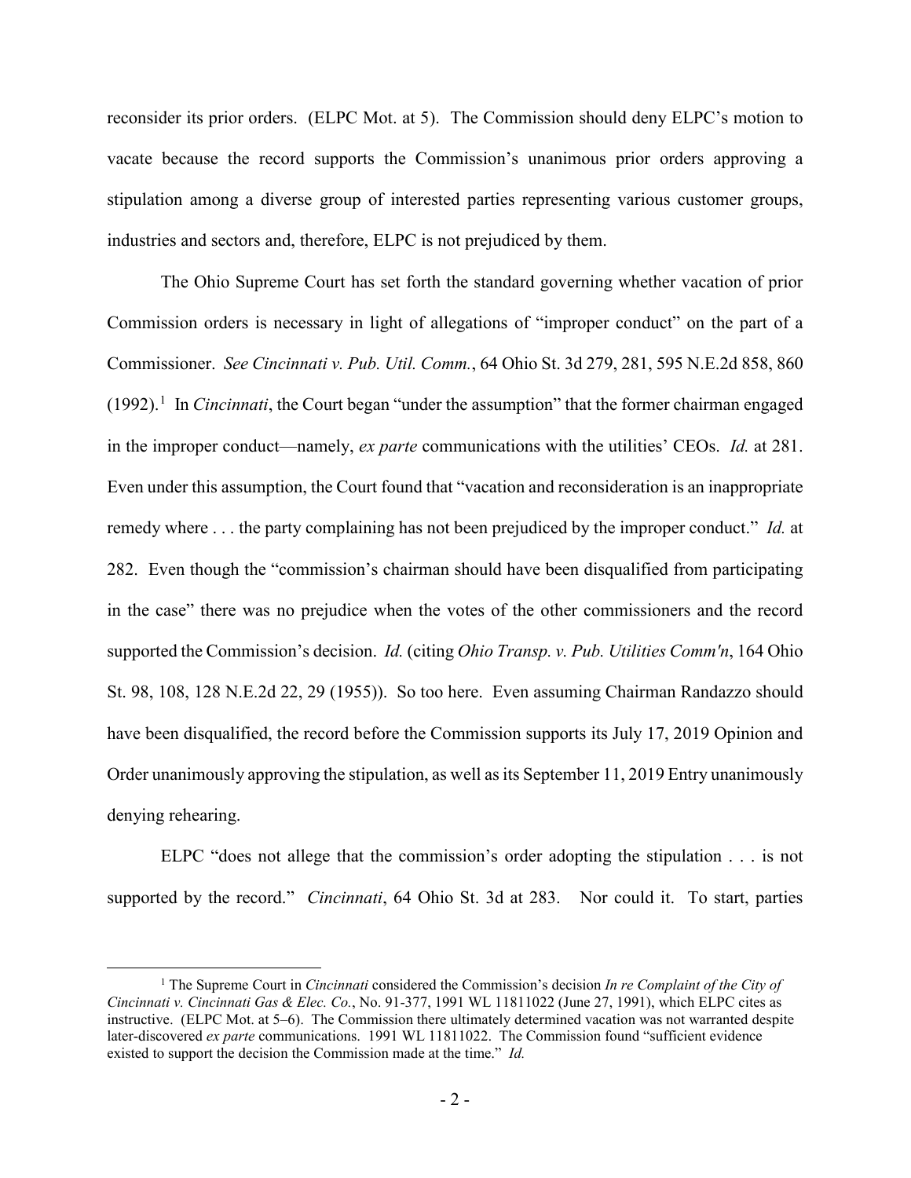reconsider its prior orders. (ELPC Mot. at 5). The Commission should deny ELPC's motion to vacate because the record supports the Commission's unanimous prior orders approving a stipulation among a diverse group of interested parties representing various customer groups, industries and sectors and, therefore, ELPC is not prejudiced by them.

The Ohio Supreme Court has set forth the standard governing whether vacation of prior Commission orders is necessary in light of allegations of "improper conduct" on the part of a Commissioner. *See Cincinnati v. Pub. Util. Comm.*, 64 Ohio St. 3d 279, 281, 595 N.E.2d 858, 860 (1992).[1] In *Cincinnati*, the Court began "under the assumption" that the former chairman engaged in the improper conduct—namely, *ex parte* communications with the utilities' CEOs. *Id.* at 281. Even under this assumption, the Court found that "vacation and reconsideration is an inappropriate remedy where . . . the party complaining has not been prejudiced by the improper conduct." *Id.* at 282. Even though the "commission's chairman should have been disqualified from participating in the case" there was no prejudice when the votes of the other commissioners and the record supported the Commission's decision. *Id.* (citing *Ohio Transp. v. Pub. Utilities Comm'n*, 164 Ohio St. 98, 108, 128 N.E.2d 22, 29 (1955)). So too here. Even assuming Chairman Randazzo should have been disqualified, the record before the Commission supports its July 17, 2019 Opinion and Order unanimously approving the stipulation, as well as its September 11, 2019 Entry unanimously denying rehearing.

ELPC "does not allege that the commission's order adopting the stipulation . . . is not supported by the record." *Cincinnati*, 64 Ohio St. 3d at 283. Nor could it. To start, parties

[1] The Supreme Court in *Cincinnati* considered the Commission's decision *In re Complaint of the City of Cincinnati v. Cincinnati Gas & Elec. Co.*, No. 91-377, 1991 WL 11811022 (June 27, 1991), which ELPC cites as instructive. (ELPC Mot. at 5–6). The Commission there ultimately determined vacation was not warranted despite later-discovered *ex parte* communications. 1991 WL 11811022. The Commission found "sufficient evidence existed to support the decision the Commission made at the time." *Id.*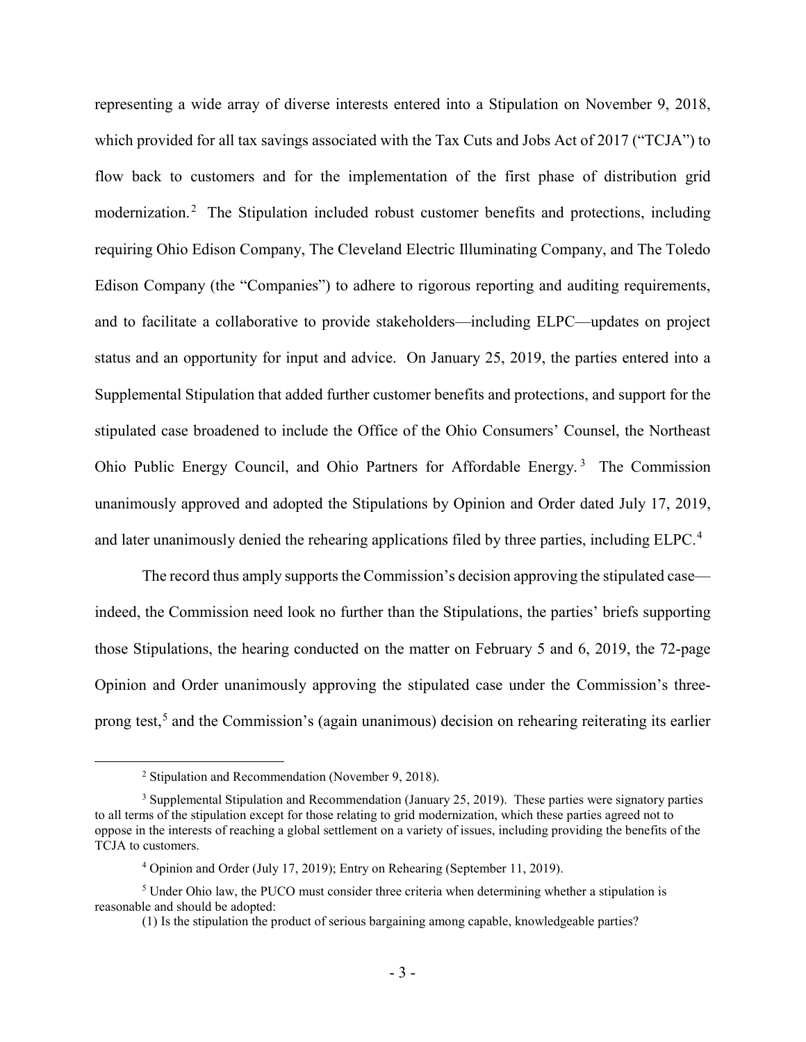representing a wide array of diverse interests entered into a Stipulation on November 9, 2018, which provided for all tax savings associated with the Tax Cuts and Jobs Act of 2017 ("TCJA") to flow back to customers and for the implementation of the first phase of distribution grid modernization.[2] The Stipulation included robust customer benefits and protections, including requiring Ohio Edison Company, The Cleveland Electric Illuminating Company, and The Toledo Edison Company (the "Companies") to adhere to rigorous reporting and auditing requirements, and to facilitate a collaborative to provide stakeholders—including ELPC—updates on project status and an opportunity for input and advice. On January 25, 2019, the parties entered into a Supplemental Stipulation that added further customer benefits and protections, and support for the stipulated case broadened to include the Office of the Ohio Consumers' Counsel, the Northeast Ohio Public Energy Council, and Ohio Partners for Affordable Energy.[3] The Commission unanimously approved and adopted the Stipulations by Opinion and Order dated July 17, 2019, and later unanimously denied the rehearing applications filed by three parties, including ELPC.[4]

The record thus amply supports the Commission's decision approving the stipulated case—indeed, the Commission need look no further than the Stipulations, the parties' briefs supporting those Stipulations, the hearing conducted on the matter on February 5 and 6, 2019, the 72-page Opinion and Order unanimously approving the stipulated case under the Commission's three-prong test,[5] and the Commission's (again unanimous) decision on rehearing reiterating its earlier

[2] Stipulation and Recommendation (November 9, 2018).

[3] Supplemental Stipulation and Recommendation (January 25, 2019). These parties were signatory parties to all terms of the stipulation except for those relating to grid modernization, which these parties agreed not to oppose in the interests of reaching a global settlement on a variety of issues, including providing the benefits of the TCJA to customers.

[4] Opinion and Order (July 17, 2019); Entry on Rehearing (September 11, 2019).

[5] Under Ohio law, the PUCO must consider three criteria when determining whether a stipulation is reasonable and should be adopted:

(1) Is the stipulation the product of serious bargaining among capable, knowledgeable parties?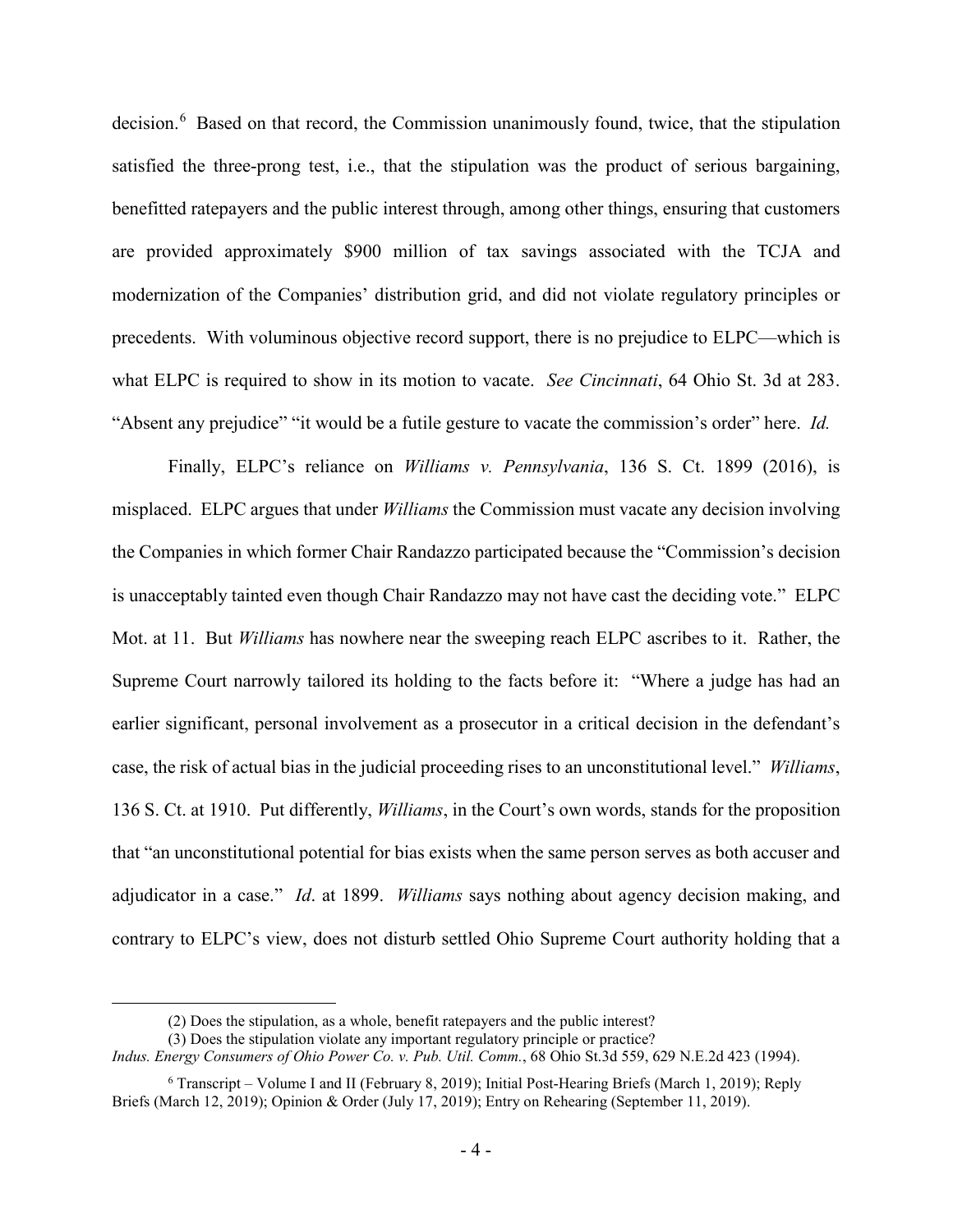decision.[6] Based on that record, the Commission unanimously found, twice, that the stipulation satisfied the three-prong test, i.e., that the stipulation was the product of serious bargaining, benefitted ratepayers and the public interest through, among other things, ensuring that customers are provided approximately $900 million of tax savings associated with the TCJA and modernization of the Companies' distribution grid, and did not violate regulatory principles or precedents. With voluminous objective record support, there is no prejudice to ELPC—which is what ELPC is required to show in its motion to vacate. *See Cincinnati*, 64 Ohio St. 3d at 283. "Absent any prejudice" "it would be a futile gesture to vacate the commission's order" here. *Id.*

Finally, ELPC's reliance on *Williams v. Pennsylvania*, 136 S. Ct. 1899 (2016), is misplaced. ELPC argues that under *Williams* the Commission must vacate any decision involving the Companies in which former Chair Randazzo participated because the "Commission's decision is unacceptably tainted even though Chair Randazzo may not have cast the deciding vote." ELPC Mot. at 11. But *Williams* has nowhere near the sweeping reach ELPC ascribes to it. Rather, the Supreme Court narrowly tailored its holding to the facts before it: "Where a judge has had an earlier significant, personal involvement as a prosecutor in a critical decision in the defendant's case, the risk of actual bias in the judicial proceeding rises to an unconstitutional level." *Williams*, 136 S. Ct. at 1910. Put differently, *Williams*, in the Court's own words, stands for the proposition that "an unconstitutional potential for bias exists when the same person serves as both accuser and adjudicator in a case." *Id*. at 1899. *Williams* says nothing about agency decision making, and contrary to ELPC's view, does not disturb settled Ohio Supreme Court authority holding that a

---

(2) Does the stipulation, as a whole, benefit ratepayers and the public interest?

(3) Does the stipulation violate any important regulatory principle or practice?

*Indus. Energy Consumers of Ohio Power Co. v. Pub. Util. Comm.*, 68 Ohio St.3d 559, 629 N.E.2d 423 (1994).

[6] Transcript – Volume I and II (February 8, 2019); Initial Post-Hearing Briefs (March 1, 2019); Reply Briefs (March 12, 2019); Opinion & Order (July 17, 2019); Entry on Rehearing (September 11, 2019).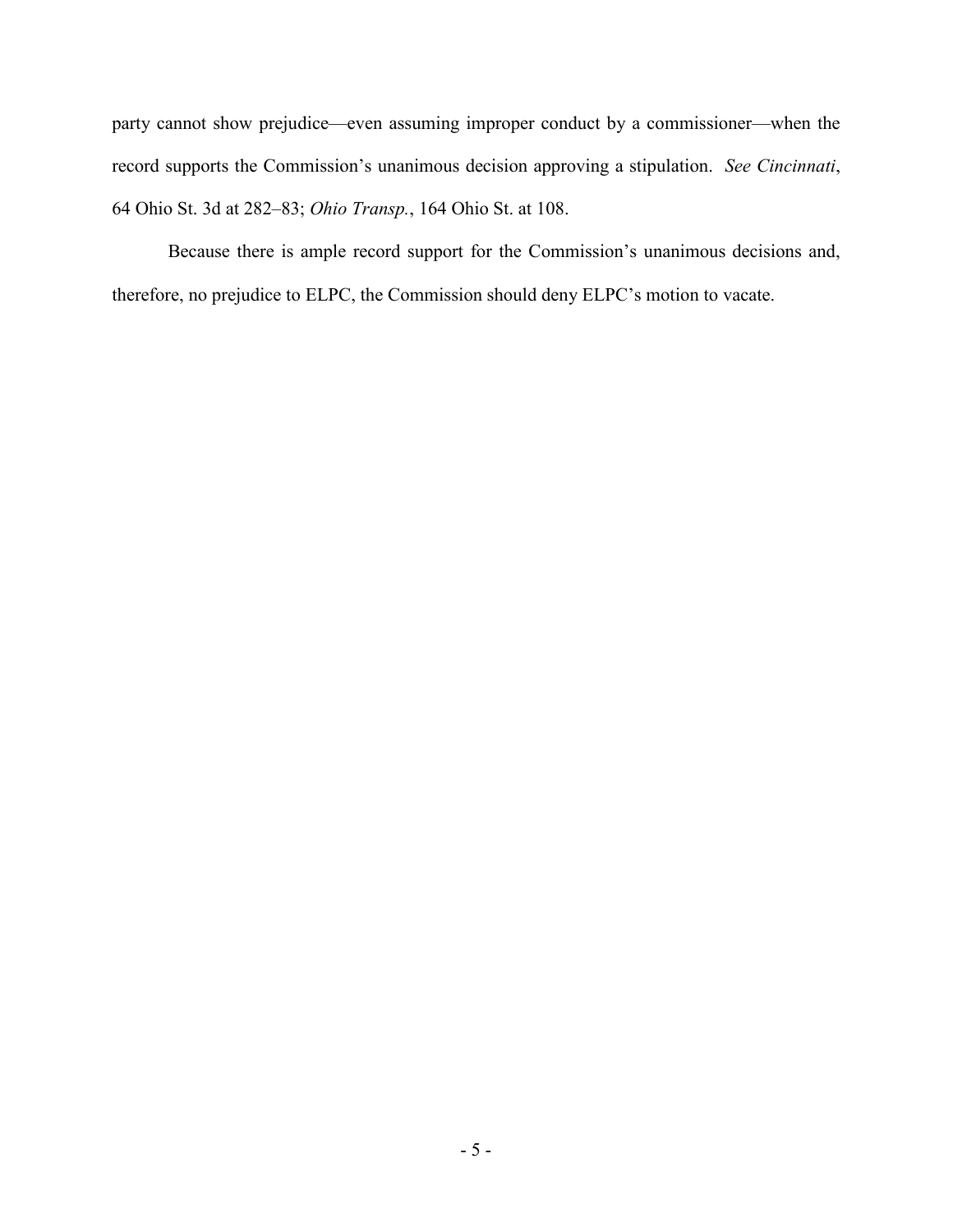party cannot show prejudice—even assuming improper conduct by a commissioner—when the record supports the Commission's unanimous decision approving a stipulation. *See Cincinnati*, 64 Ohio St. 3d at 282–83; *Ohio Transp.*, 164 Ohio St. at 108.

Because there is ample record support for the Commission's unanimous decisions and, therefore, no prejudice to ELPC, the Commission should deny ELPC's motion to vacate.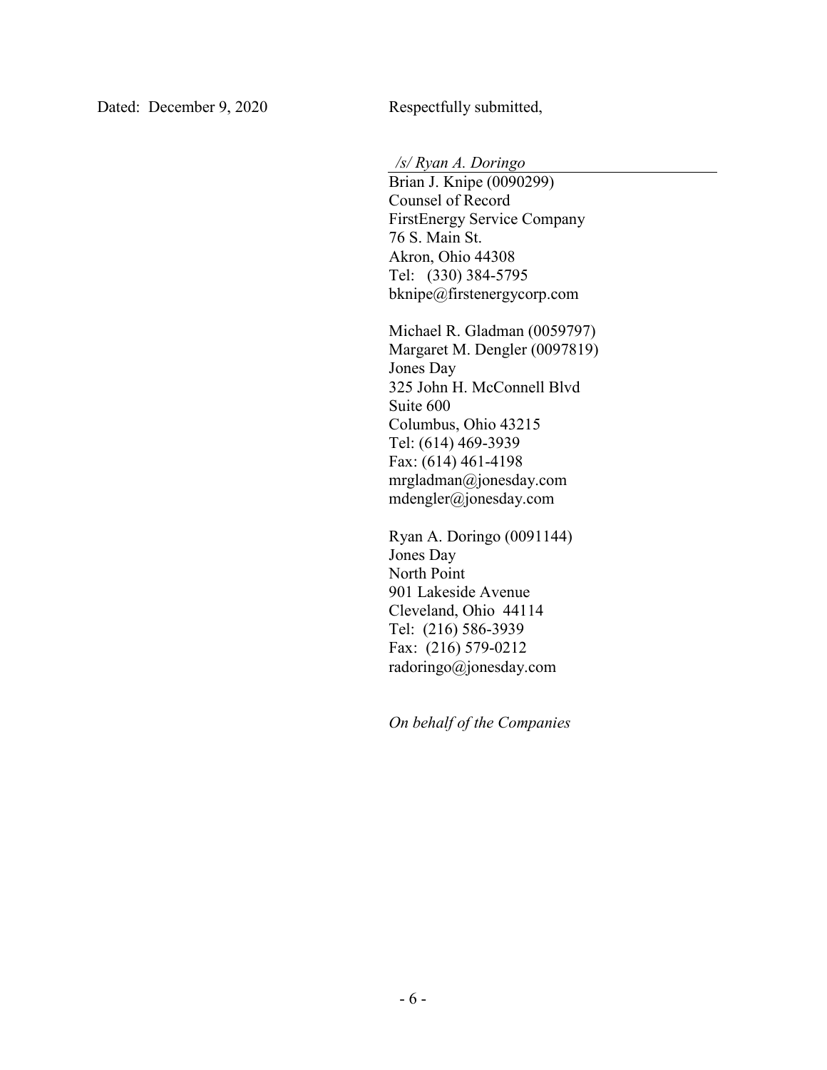Dated: December 9, 2020

Respectfully submitted,

*/s/ Ryan A. Doringo*

Brian J. Knipe (0090299)
Counsel of Record
FirstEnergy Service Company
76 S. Main St.
Akron, Ohio 44308
Tel: (330) 384-5795
bknipe@firstenergycorp.com

Michael R. Gladman (0059797)
Margaret M. Dengler (0097819)
Jones Day
325 John H. McConnell Blvd
Suite 600
Columbus, Ohio 43215
Tel: (614) 469-3939
Fax: (614) 461-4198
mrgladman@jonesday.com
mdengler@jonesday.com

Ryan A. Doringo (0091144)
Jones Day
North Point
901 Lakeside Avenue
Cleveland, Ohio 44114
Tel: (216) 586-3939
Fax: (216) 579-0212
radoringo@jonesday.com

*On behalf of the Companies*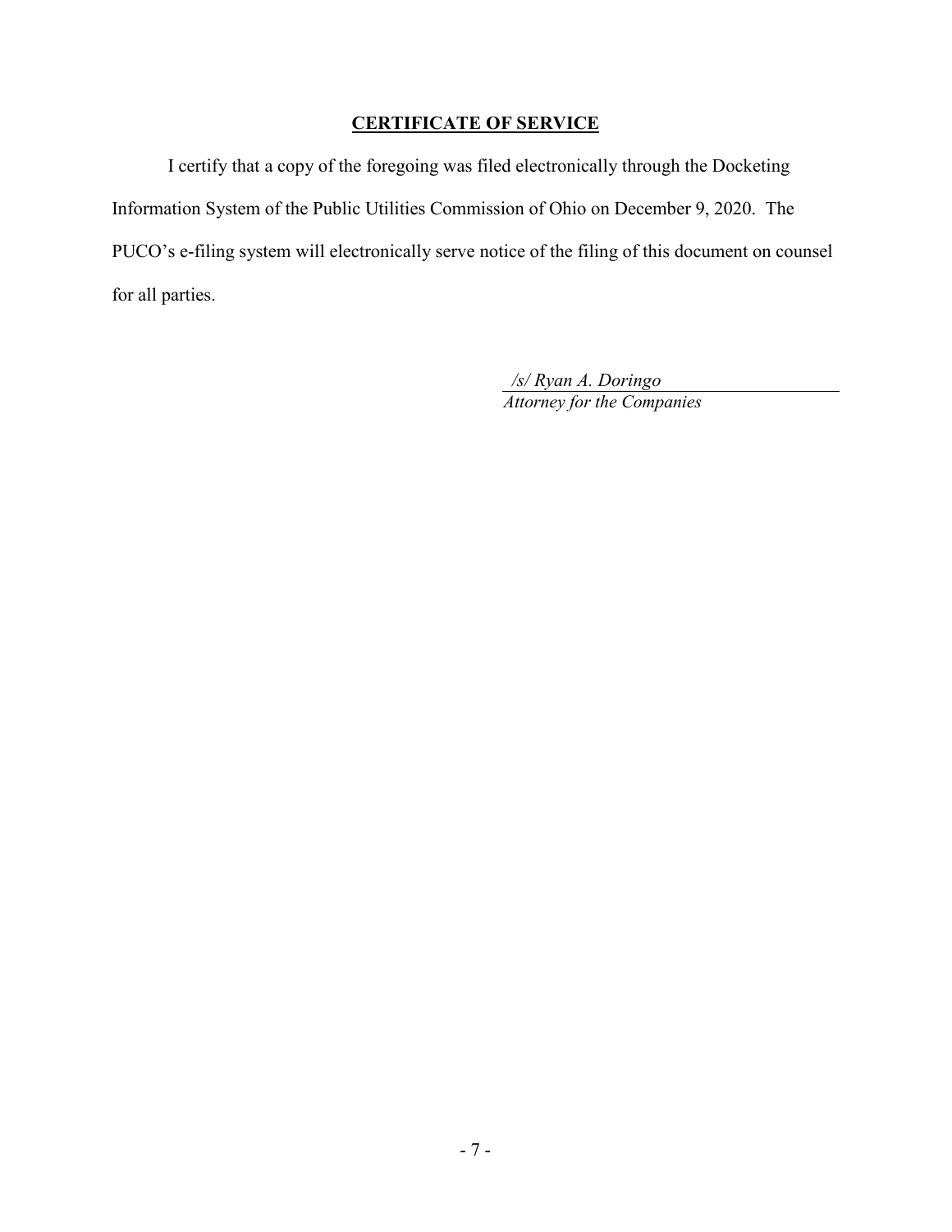**CERTIFICATE OF SERVICE**

I certify that a copy of the foregoing was filed electronically through the Docketing Information System of the Public Utilities Commission of Ohio on December 9, 2020. The PUCO's e-filing system will electronically serve notice of the filing of this document on counsel for all parties.

*/s/ Ryan A. Doringo*
*Attorney for the Companies*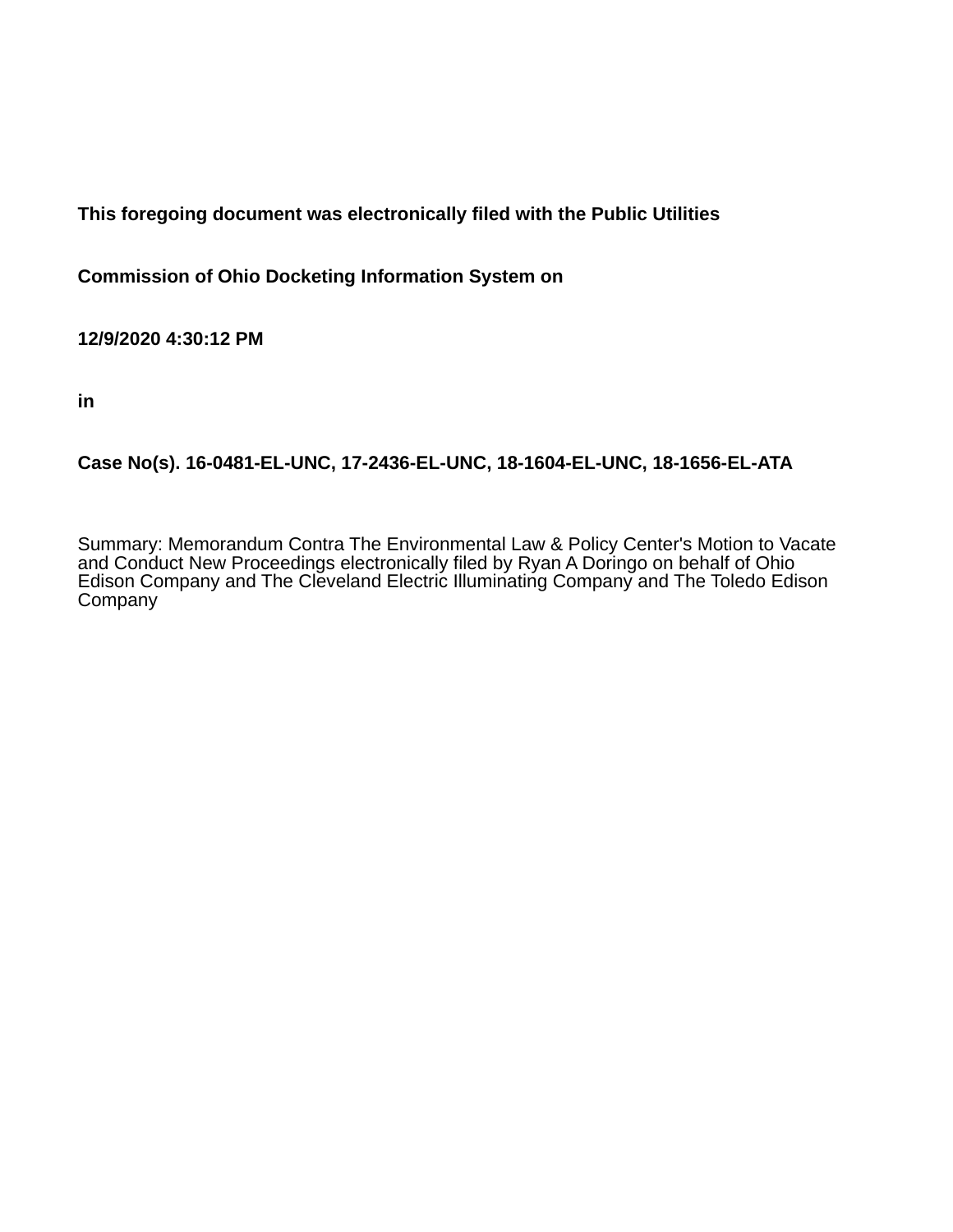**This foregoing document was electronically filed with the Public Utilities**

**Commission of Ohio Docketing Information System on**

**12/9/2020 4:30:12 PM**

**in**

**Case No(s). 16-0481-EL-UNC, 17-2436-EL-UNC, 18-1604-EL-UNC, 18-1656-EL-ATA**

Summary: Memorandum Contra The Environmental Law & Policy Center's Motion to Vacate and Conduct New Proceedings electronically filed by Ryan A Doringo on behalf of Ohio Edison Company and The Cleveland Electric Illuminating Company and The Toledo Edison Company